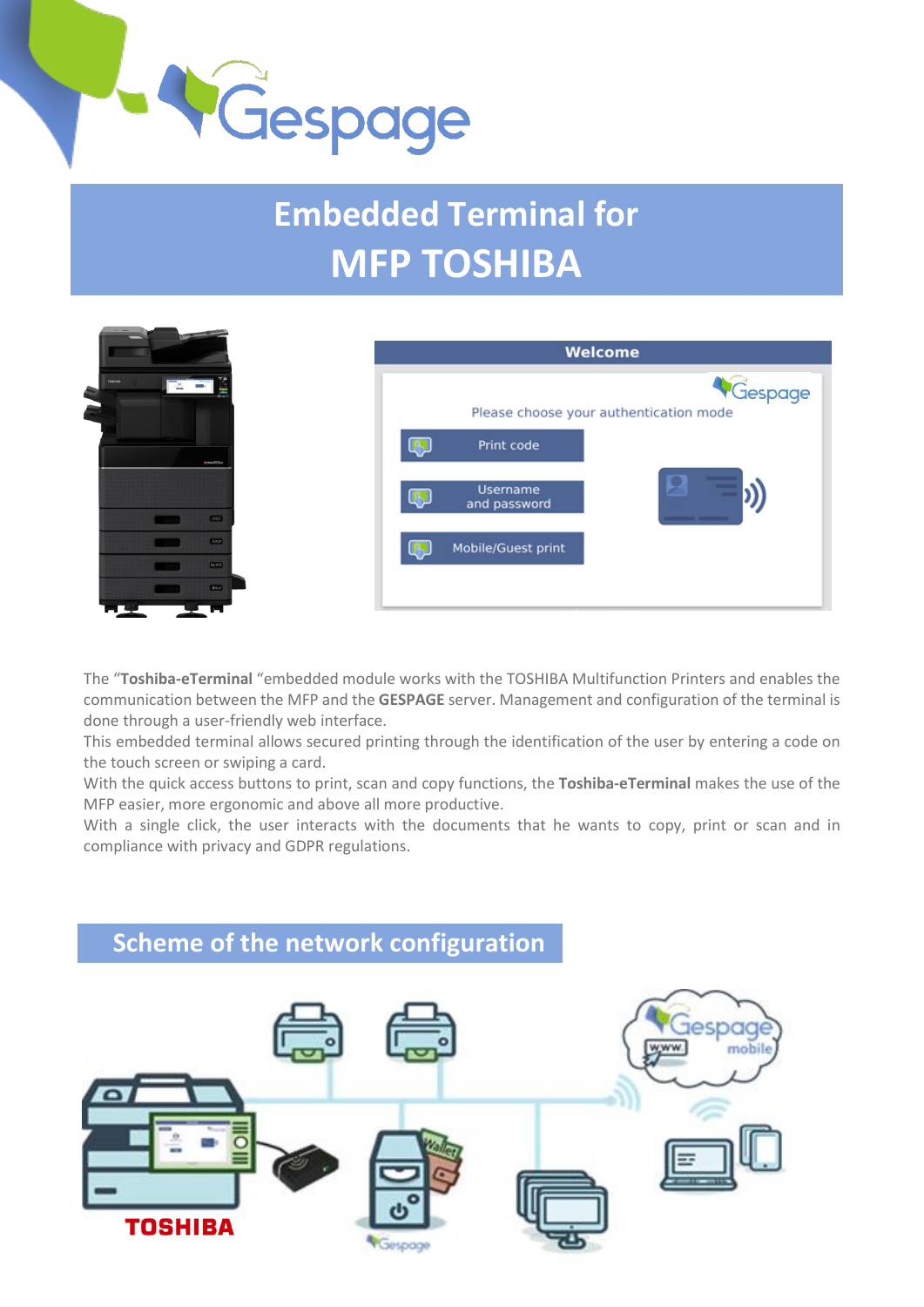# Embedded Terminal for MFP TOSHIBA

The "**Toshiba-eTerminal** "embedded module works with the TOSHIBA Multifunction Printers and enables the communication between the MFP and the **GESPAGE** server. Management and configuration of the terminal is done through a user-friendly web interface.

This embedded terminal allows secured printing through the identification of the user by entering a code on the touch screen or swiping a card.

With the quick access buttons to print, scan and copy functions, the **Toshiba-eTerminal** makes the use of the MFP easier, more ergonomic and above all more productive.

With a single click, the user interacts with the documents that he wants to copy, print or scan and in compliance with privacy and GDPR regulations.

## Scheme of the network configuration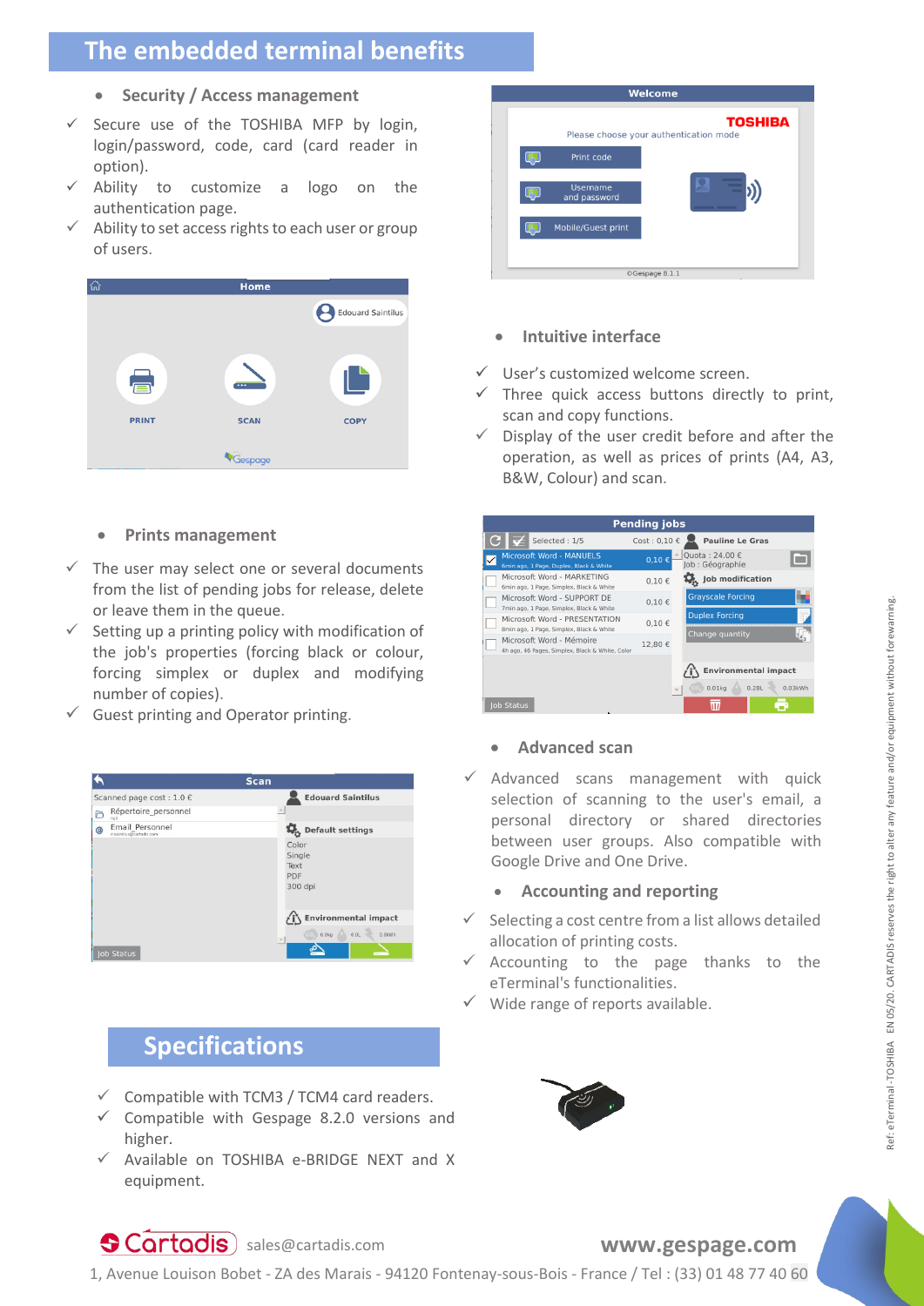## The embedded terminal benefits

- **Security / Access management**

✓ Secure use of the TOSHIBA MFP by login, login/password, code, card (card reader in option).
✓ Ability to customize a logo on the authentication page.
✓ Ability to set access rights to each user or group of users.

- **Intuitive interface**

✓ User's customized welcome screen.
✓ Three quick access buttons directly to print, scan and copy functions.
✓ Display of the user credit before and after the operation, as well as prices of prints (A4, A3, B&W, Colour) and scan.

- **Prints management**

✓ The user may select one or several documents from the list of pending jobs for release, delete or leave them in the queue.
✓ Setting up a printing policy with modification of the job's properties (forcing black or colour, forcing simplex or duplex and modifying number of copies).
✓ Guest printing and Operator printing.

- **Advanced scan**

✓ Advanced scans management with quick selection of scanning to the user's email, a personal directory or shared directories between user groups. Also compatible with Google Drive and One Drive.

- **Accounting and reporting**

✓ Selecting a cost centre from a list allows detailed allocation of printing costs.
✓ Accounting to the page thanks to the eTerminal's functionalities.
✓ Wide range of reports available.

## Specifications

✓ Compatible with TCM3 / TCM4 card readers.
✓ Compatible with Gespage 8.2.0 versions and higher.
✓ Available on TOSHIBA e-BRIDGE NEXT and X equipment.

Ref: eTerminal -TOSHIBA EN 05/20. CARTADIS reserves the right to alter any feature and/or equipment without forewarning.

Cartadis sales@cartadis.com www.gespage.com

1, Avenue Louison Bobet - ZA des Marais - 94120 Fontenay-sous-Bois - France / Tel : (33) 01 48 77 40 60